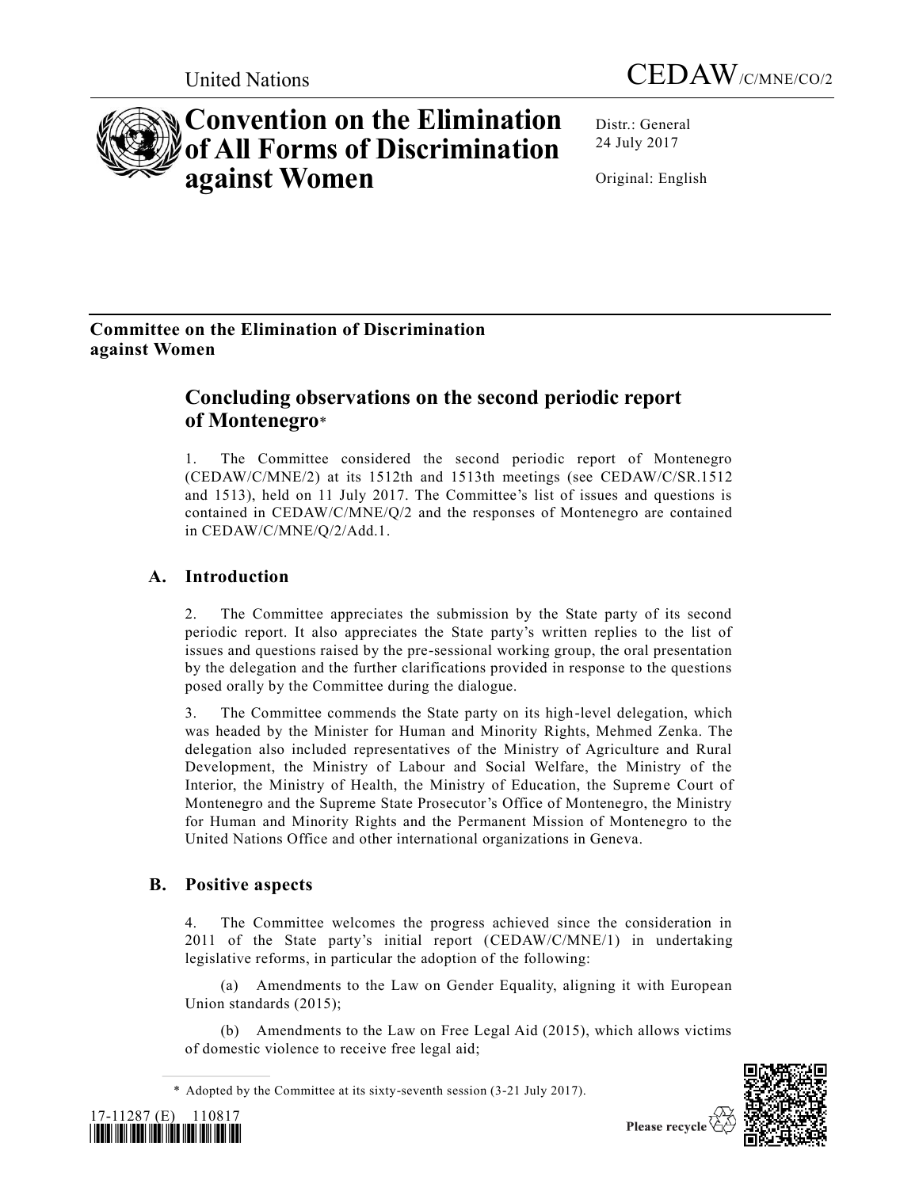United Nations

CEDAW/C/MNE/CO/2

# Convention on the Elimination of All Forms of Discrimination against Women

Distr.: General
24 July 2017

Original: English

**Committee on the Elimination of Discrimination against Women**

## Concluding observations on the second periodic report of Montenegro*

1. The Committee considered the second periodic report of Montenegro (CEDAW/C/MNE/2) at its 1512th and 1513th meetings (see CEDAW/C/SR.1512 and 1513), held on 11 July 2017. The Committee's list of issues and questions is contained in CEDAW/C/MNE/Q/2 and the responses of Montenegro are contained in CEDAW/C/MNE/Q/2/Add.1.

## A. Introduction

2. The Committee appreciates the submission by the State party of its second periodic report. It also appreciates the State party's written replies to the list of issues and questions raised by the pre-sessional working group, the oral presentation by the delegation and the further clarifications provided in response to the questions posed orally by the Committee during the dialogue.

3. The Committee commends the State party on its high-level delegation, which was headed by the Minister for Human and Minority Rights, Mehmed Zenka. The delegation also included representatives of the Ministry of Agriculture and Rural Development, the Ministry of Labour and Social Welfare, the Ministry of the Interior, the Ministry of Health, the Ministry of Education, the Supreme Court of Montenegro and the Supreme State Prosecutor's Office of Montenegro, the Ministry for Human and Minority Rights and the Permanent Mission of Montenegro to the United Nations Office and other international organizations in Geneva.

## B. Positive aspects

4. The Committee welcomes the progress achieved since the consideration in 2011 of the State party's initial report (CEDAW/C/MNE/1) in undertaking legislative reforms, in particular the adoption of the following:

(a) Amendments to the Law on Gender Equality, aligning it with European Union standards (2015);

(b) Amendments to the Law on Free Legal Aid (2015), which allows victims of domestic violence to receive free legal aid;

\* Adopted by the Committee at its sixty-seventh session (3-21 July 2017).

17-11287 (E) 110817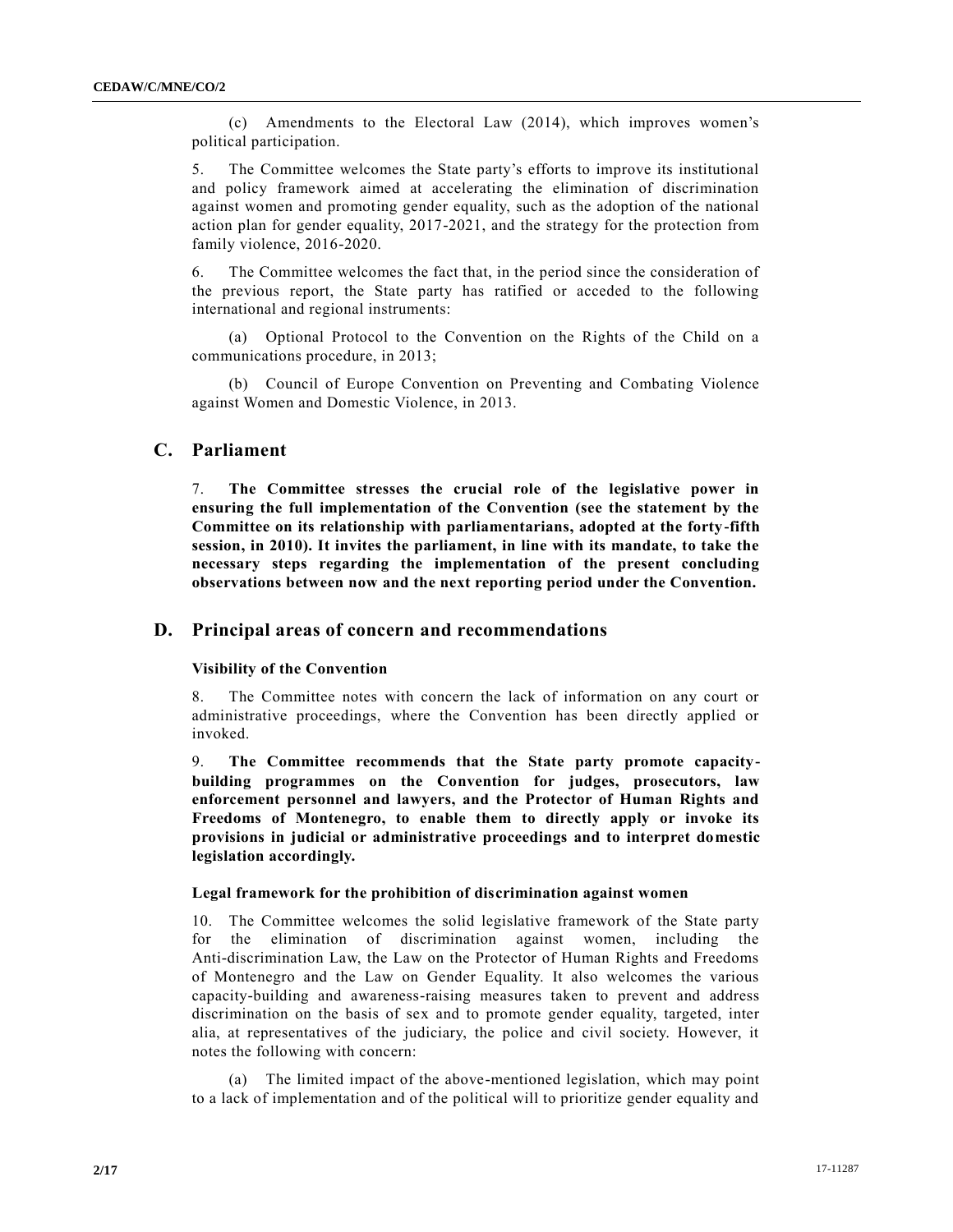(c) Amendments to the Electoral Law (2014), which improves women's political participation.

5. The Committee welcomes the State party's efforts to improve its institutional and policy framework aimed at accelerating the elimination of discrimination against women and promoting gender equality, such as the adoption of the national action plan for gender equality, 2017-2021, and the strategy for the protection from family violence, 2016-2020.

6. The Committee welcomes the fact that, in the period since the consideration of the previous report, the State party has ratified or acceded to the following international and regional instruments:

(a) Optional Protocol to the Convention on the Rights of the Child on a communications procedure, in 2013;

(b) Council of Europe Convention on Preventing and Combating Violence against Women and Domestic Violence, in 2013.

## C. Parliament

7. **The Committee stresses the crucial role of the legislative power in ensuring the full implementation of the Convention (see the statement by the Committee on its relationship with parliamentarians, adopted at the forty-fifth session, in 2010). It invites the parliament, in line with its mandate, to take the necessary steps regarding the implementation of the present concluding observations between now and the next reporting period under the Convention.**

## D. Principal areas of concern and recommendations

### Visibility of the Convention

8. The Committee notes with concern the lack of information on any court or administrative proceedings, where the Convention has been directly applied or invoked.

9. **The Committee recommends that the State party promote capacity-building programmes on the Convention for judges, prosecutors, law enforcement personnel and lawyers, and the Protector of Human Rights and Freedoms of Montenegro, to enable them to directly apply or invoke its provisions in judicial or administrative proceedings and to interpret domestic legislation accordingly.**

### Legal framework for the prohibition of discrimination against women

10. The Committee welcomes the solid legislative framework of the State party for the elimination of discrimination against women, including the Anti-discrimination Law, the Law on the Protector of Human Rights and Freedoms of Montenegro and the Law on Gender Equality. It also welcomes the various capacity-building and awareness-raising measures taken to prevent and address discrimination on the basis of sex and to promote gender equality, targeted, inter alia, at representatives of the judiciary, the police and civil society. However, it notes the following with concern:

(a) The limited impact of the above-mentioned legislation, which may point to a lack of implementation and of the political will to prioritize gender equality and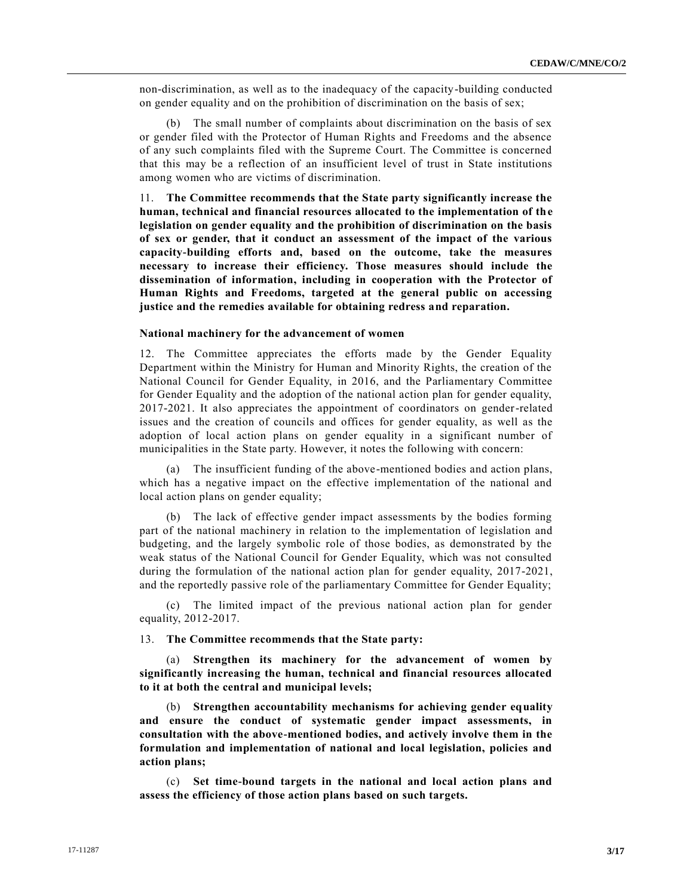non-discrimination, as well as to the inadequacy of the capacity-building conducted on gender equality and on the prohibition of discrimination on the basis of sex;

(b) The small number of complaints about discrimination on the basis of sex or gender filed with the Protector of Human Rights and Freedoms and the absence of any such complaints filed with the Supreme Court. The Committee is concerned that this may be a reflection of an insufficient level of trust in State institutions among women who are victims of discrimination.

11. **The Committee recommends that the State party significantly increase the human, technical and financial resources allocated to the implementation of the legislation on gender equality and the prohibition of discrimination on the basis of sex or gender, that it conduct an assessment of the impact of the various capacity-building efforts and, based on the outcome, take the measures necessary to increase their efficiency. Those measures should include the dissemination of information, including in cooperation with the Protector of Human Rights and Freedoms, targeted at the general public on accessing justice and the remedies available for obtaining redress and reparation.**

### National machinery for the advancement of women

12. The Committee appreciates the efforts made by the Gender Equality Department within the Ministry for Human and Minority Rights, the creation of the National Council for Gender Equality, in 2016, and the Parliamentary Committee for Gender Equality and the adoption of the national action plan for gender equality, 2017-2021. It also appreciates the appointment of coordinators on gender-related issues and the creation of councils and offices for gender equality, as well as the adoption of local action plans on gender equality in a significant number of municipalities in the State party. However, it notes the following with concern:

(a) The insufficient funding of the above-mentioned bodies and action plans, which has a negative impact on the effective implementation of the national and local action plans on gender equality;

(b) The lack of effective gender impact assessments by the bodies forming part of the national machinery in relation to the implementation of legislation and budgeting, and the largely symbolic role of those bodies, as demonstrated by the weak status of the National Council for Gender Equality, which was not consulted during the formulation of the national action plan for gender equality, 2017-2021, and the reportedly passive role of the parliamentary Committee for Gender Equality;

(c) The limited impact of the previous national action plan for gender equality, 2012-2017.

13. **The Committee recommends that the State party:**

(a) **Strengthen its machinery for the advancement of women by significantly increasing the human, technical and financial resources allocated to it at both the central and municipal levels;**

(b) **Strengthen accountability mechanisms for achieving gender equality and ensure the conduct of systematic gender impact assessments, in consultation with the above-mentioned bodies, and actively involve them in the formulation and implementation of national and local legislation, policies and action plans;**

(c) **Set time-bound targets in the national and local action plans and assess the efficiency of those action plans based on such targets.**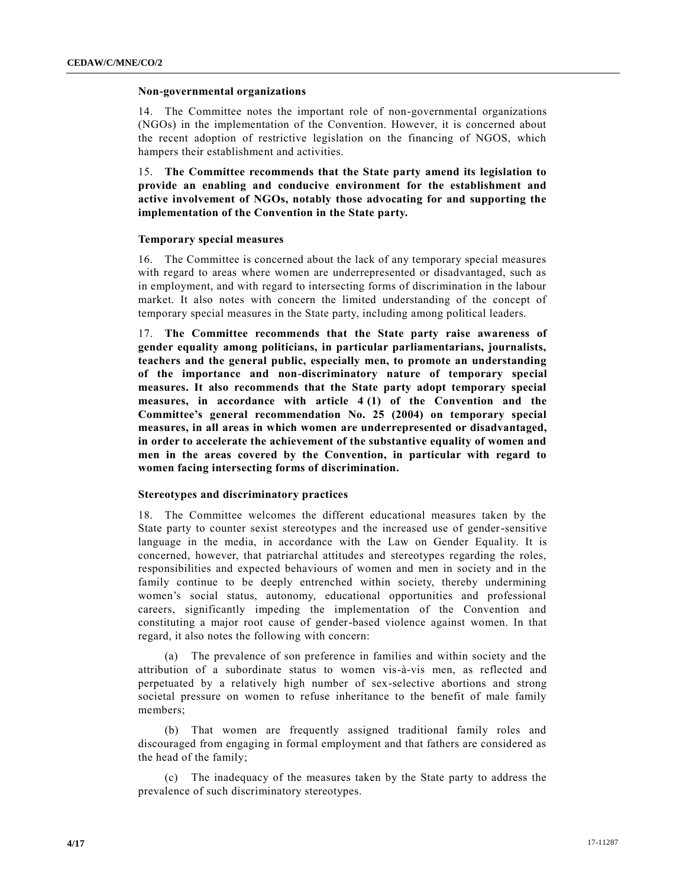### Non-governmental organizations

14. The Committee notes the important role of non-governmental organizations (NGOs) in the implementation of the Convention. However, it is concerned about the recent adoption of restrictive legislation on the financing of NGOS, which hampers their establishment and activities.

15. **The Committee recommends that the State party amend its legislation to provide an enabling and conducive environment for the establishment and active involvement of NGOs, notably those advocating for and supporting the implementation of the Convention in the State party.**

### Temporary special measures

16. The Committee is concerned about the lack of any temporary special measures with regard to areas where women are underrepresented or disadvantaged, such as in employment, and with regard to intersecting forms of discrimination in the labour market. It also notes with concern the limited understanding of the concept of temporary special measures in the State party, including among political leaders.

17. **The Committee recommends that the State party raise awareness of gender equality among politicians, in particular parliamentarians, journalists, teachers and the general public, especially men, to promote an understanding of the importance and non-discriminatory nature of temporary special measures. It also recommends that the State party adopt temporary special measures, in accordance with article 4 (1) of the Convention and the Committee's general recommendation No. 25 (2004) on temporary special measures, in all areas in which women are underrepresented or disadvantaged, in order to accelerate the achievement of the substantive equality of women and men in the areas covered by the Convention, in particular with regard to women facing intersecting forms of discrimination.**

### Stereotypes and discriminatory practices

18. The Committee welcomes the different educational measures taken by the State party to counter sexist stereotypes and the increased use of gender-sensitive language in the media, in accordance with the Law on Gender Equality. It is concerned, however, that patriarchal attitudes and stereotypes regarding the roles, responsibilities and expected behaviours of women and men in society and in the family continue to be deeply entrenched within society, thereby undermining women's social status, autonomy, educational opportunities and professional careers, significantly impeding the implementation of the Convention and constituting a major root cause of gender-based violence against women. In that regard, it also notes the following with concern:

(a) The prevalence of son preference in families and within society and the attribution of a subordinate status to women vis-à-vis men, as reflected and perpetuated by a relatively high number of sex-selective abortions and strong societal pressure on women to refuse inheritance to the benefit of male family members;

(b) That women are frequently assigned traditional family roles and discouraged from engaging in formal employment and that fathers are considered as the head of the family;

(c) The inadequacy of the measures taken by the State party to address the prevalence of such discriminatory stereotypes.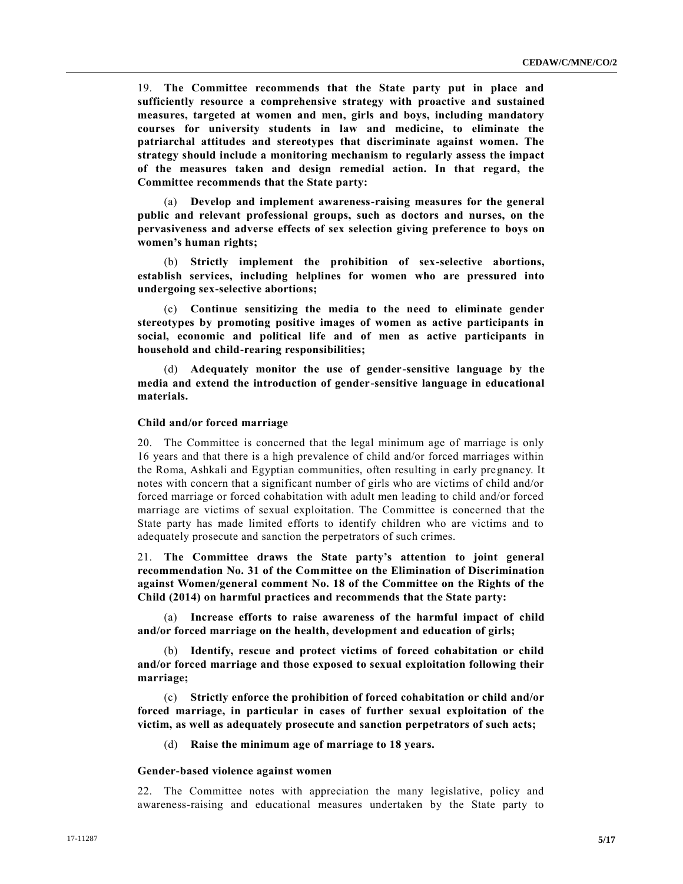19. **The Committee recommends that the State party put in place and sufficiently resource a comprehensive strategy with proactive and sustained measures, targeted at women and men, girls and boys, including mandatory courses for university students in law and medicine, to eliminate the patriarchal attitudes and stereotypes that discriminate against women. The strategy should include a monitoring mechanism to regularly assess the impact of the measures taken and design remedial action. In that regard, the Committee recommends that the State party:**

(a) **Develop and implement awareness-raising measures for the general public and relevant professional groups, such as doctors and nurses, on the pervasiveness and adverse effects of sex selection giving preference to boys on women's human rights;**

(b) **Strictly implement the prohibition of sex-selective abortions, establish services, including helplines for women who are pressured into undergoing sex-selective abortions;**

(c) **Continue sensitizing the media to the need to eliminate gender stereotypes by promoting positive images of women as active participants in social, economic and political life and of men as active participants in household and child-rearing responsibilities;**

(d) **Adequately monitor the use of gender-sensitive language by the media and extend the introduction of gender-sensitive language in educational materials.**

### Child and/or forced marriage

20. The Committee is concerned that the legal minimum age of marriage is only 16 years and that there is a high prevalence of child and/or forced marriages within the Roma, Ashkali and Egyptian communities, often resulting in early pregnancy. It notes with concern that a significant number of girls who are victims of child and/or forced marriage or forced cohabitation with adult men leading to child and/or forced marriage are victims of sexual exploitation. The Committee is concerned that the State party has made limited efforts to identify children who are victims and to adequately prosecute and sanction the perpetrators of such crimes.

21. **The Committee draws the State party's attention to joint general recommendation No. 31 of the Committee on the Elimination of Discrimination against Women/general comment No. 18 of the Committee on the Rights of the Child (2014) on harmful practices and recommends that the State party:**

(a) **Increase efforts to raise awareness of the harmful impact of child and/or forced marriage on the health, development and education of girls;**

(b) **Identify, rescue and protect victims of forced cohabitation or child and/or forced marriage and those exposed to sexual exploitation following their marriage;**

(c) **Strictly enforce the prohibition of forced cohabitation or child and/or forced marriage, in particular in cases of further sexual exploitation of the victim, as well as adequately prosecute and sanction perpetrators of such acts;**

(d) **Raise the minimum age of marriage to 18 years.**

### Gender-based violence against women

22. The Committee notes with appreciation the many legislative, policy and awareness-raising and educational measures undertaken by the State party to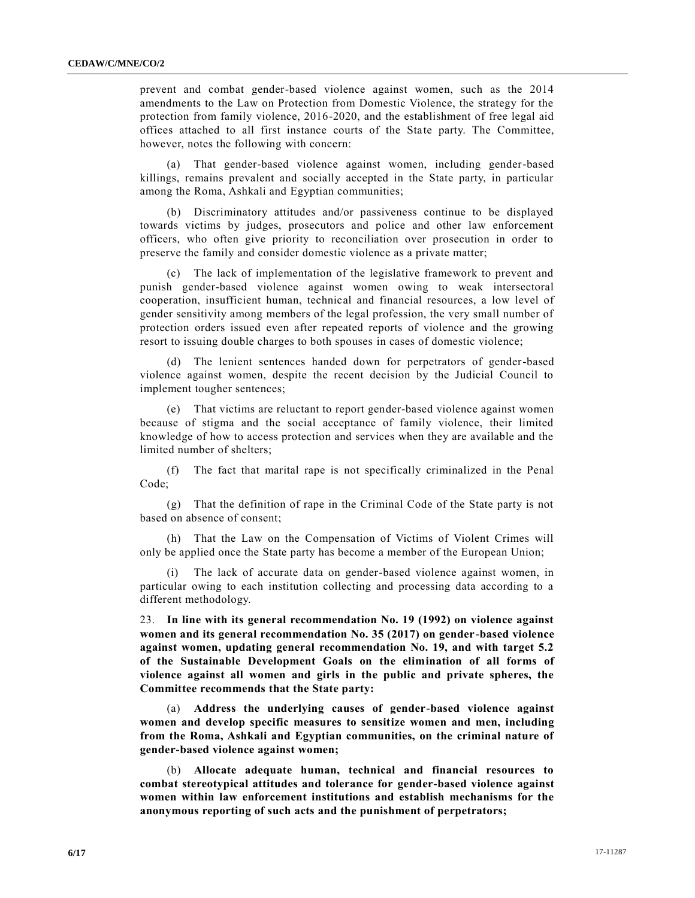prevent and combat gender-based violence against women, such as the 2014 amendments to the Law on Protection from Domestic Violence, the strategy for the protection from family violence, 2016-2020, and the establishment of free legal aid offices attached to all first instance courts of the State party. The Committee, however, notes the following with concern:

(a) That gender-based violence against women, including gender-based killings, remains prevalent and socially accepted in the State party, in particular among the Roma, Ashkali and Egyptian communities;

(b) Discriminatory attitudes and/or passiveness continue to be displayed towards victims by judges, prosecutors and police and other law enforcement officers, who often give priority to reconciliation over prosecution in order to preserve the family and consider domestic violence as a private matter;

(c) The lack of implementation of the legislative framework to prevent and punish gender-based violence against women owing to weak intersectoral cooperation, insufficient human, technical and financial resources, a low level of gender sensitivity among members of the legal profession, the very small number of protection orders issued even after repeated reports of violence and the growing resort to issuing double charges to both spouses in cases of domestic violence;

(d) The lenient sentences handed down for perpetrators of gender-based violence against women, despite the recent decision by the Judicial Council to implement tougher sentences;

(e) That victims are reluctant to report gender-based violence against women because of stigma and the social acceptance of family violence, their limited knowledge of how to access protection and services when they are available and the limited number of shelters;

(f) The fact that marital rape is not specifically criminalized in the Penal Code;

(g) That the definition of rape in the Criminal Code of the State party is not based on absence of consent;

(h) That the Law on the Compensation of Victims of Violent Crimes will only be applied once the State party has become a member of the European Union;

(i) The lack of accurate data on gender-based violence against women, in particular owing to each institution collecting and processing data according to a different methodology.

23. **In line with its general recommendation No. 19 (1992) on violence against women and its general recommendation No. 35 (2017) on gender-based violence against women, updating general recommendation No. 19, and with target 5.2 of the Sustainable Development Goals on the elimination of all forms of violence against all women and girls in the public and private spheres, the Committee recommends that the State party:**

(a) **Address the underlying causes of gender-based violence against women and develop specific measures to sensitize women and men, including from the Roma, Ashkali and Egyptian communities, on the criminal nature of gender-based violence against women;**

(b) **Allocate adequate human, technical and financial resources to combat stereotypical attitudes and tolerance for gender-based violence against women within law enforcement institutions and establish mechanisms for the anonymous reporting of such acts and the punishment of perpetrators;**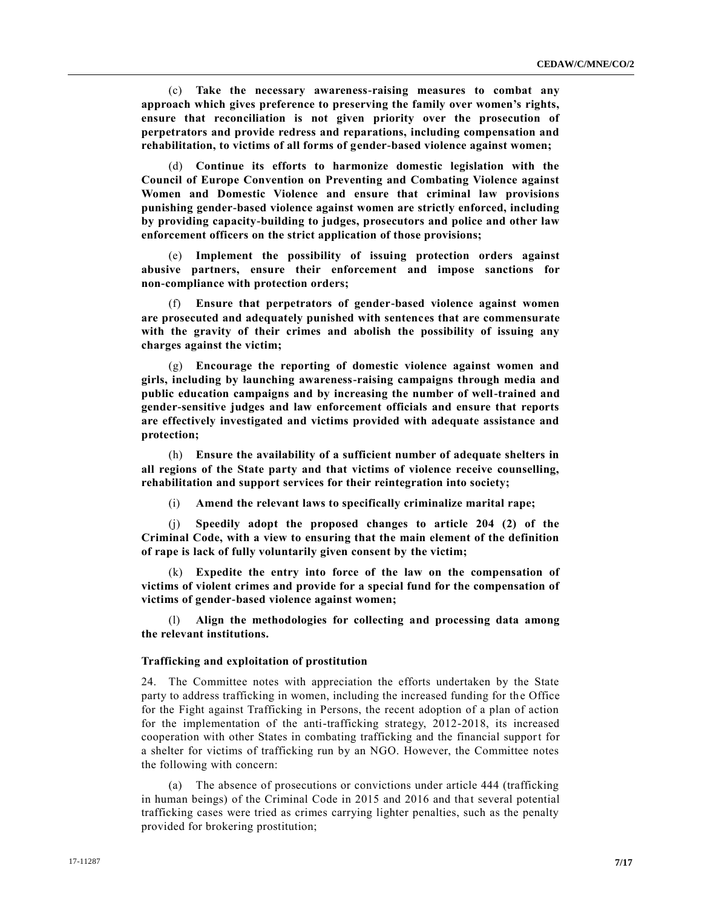(c) **Take the necessary awareness-raising measures to combat any approach which gives preference to preserving the family over women's rights, ensure that reconciliation is not given priority over the prosecution of perpetrators and provide redress and reparations, including compensation and rehabilitation, to victims of all forms of gender-based violence against women;**

(d) **Continue its efforts to harmonize domestic legislation with the Council of Europe Convention on Preventing and Combating Violence against Women and Domestic Violence and ensure that criminal law provisions punishing gender-based violence against women are strictly enforced, including by providing capacity-building to judges, prosecutors and police and other law enforcement officers on the strict application of those provisions;**

(e) **Implement the possibility of issuing protection orders against abusive partners, ensure their enforcement and impose sanctions for non-compliance with protection orders;**

(f) **Ensure that perpetrators of gender-based violence against women are prosecuted and adequately punished with sentences that are commensurate with the gravity of their crimes and abolish the possibility of issuing any charges against the victim;**

(g) **Encourage the reporting of domestic violence against women and girls, including by launching awareness-raising campaigns through media and public education campaigns and by increasing the number of well-trained and gender-sensitive judges and law enforcement officials and ensure that reports are effectively investigated and victims provided with adequate assistance and protection;**

(h) **Ensure the availability of a sufficient number of adequate shelters in all regions of the State party and that victims of violence receive counselling, rehabilitation and support services for their reintegration into society;**

(i) **Amend the relevant laws to specifically criminalize marital rape;**

(j) **Speedily adopt the proposed changes to article 204 (2) of the Criminal Code, with a view to ensuring that the main element of the definition of rape is lack of fully voluntarily given consent by the victim;**

(k) **Expedite the entry into force of the law on the compensation of victims of violent crimes and provide for a special fund for the compensation of victims of gender-based violence against women;**

(l) **Align the methodologies for collecting and processing data among the relevant institutions.**

### Trafficking and exploitation of prostitution

24. The Committee notes with appreciation the efforts undertaken by the State party to address trafficking in women, including the increased funding for the Office for the Fight against Trafficking in Persons, the recent adoption of a plan of action for the implementation of the anti-trafficking strategy, 2012-2018, its increased cooperation with other States in combating trafficking and the financial support for a shelter for victims of trafficking run by an NGO. However, the Committee notes the following with concern:

(a) The absence of prosecutions or convictions under article 444 (trafficking in human beings) of the Criminal Code in 2015 and 2016 and that several potential trafficking cases were tried as crimes carrying lighter penalties, such as the penalty provided for brokering prostitution;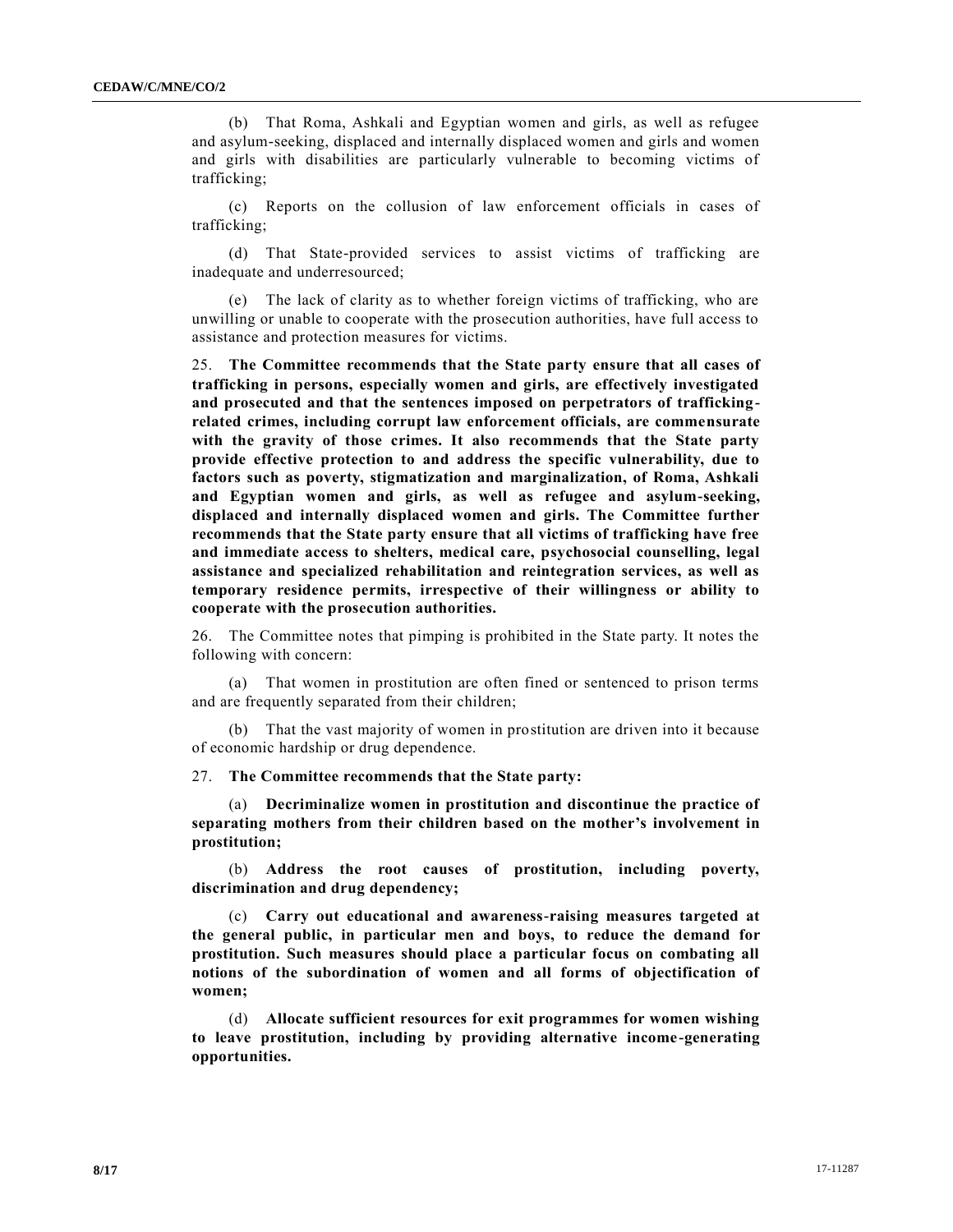(b) That Roma, Ashkali and Egyptian women and girls, as well as refugee and asylum-seeking, displaced and internally displaced women and girls and women and girls with disabilities are particularly vulnerable to becoming victims of trafficking;

(c) Reports on the collusion of law enforcement officials in cases of trafficking;

(d) That State-provided services to assist victims of trafficking are inadequate and underresourced;

(e) The lack of clarity as to whether foreign victims of trafficking, who are unwilling or unable to cooperate with the prosecution authorities, have full access to assistance and protection measures for victims.

25. **The Committee recommends that the State party ensure that all cases of trafficking in persons, especially women and girls, are effectively investigated and prosecuted and that the sentences imposed on perpetrators of trafficking-related crimes, including corrupt law enforcement officials, are commensurate with the gravity of those crimes. It also recommends that the State party provide effective protection to and address the specific vulnerability, due to factors such as poverty, stigmatization and marginalization, of Roma, Ashkali and Egyptian women and girls, as well as refugee and asylum-seeking, displaced and internally displaced women and girls. The Committee further recommends that the State party ensure that all victims of trafficking have free and immediate access to shelters, medical care, psychosocial counselling, legal assistance and specialized rehabilitation and reintegration services, as well as temporary residence permits, irrespective of their willingness or ability to cooperate with the prosecution authorities.**

26. The Committee notes that pimping is prohibited in the State party. It notes the following with concern:

(a) That women in prostitution are often fined or sentenced to prison terms and are frequently separated from their children;

(b) That the vast majority of women in prostitution are driven into it because of economic hardship or drug dependence.

27. **The Committee recommends that the State party:**

(a) **Decriminalize women in prostitution and discontinue the practice of separating mothers from their children based on the mother's involvement in prostitution;**

(b) **Address the root causes of prostitution, including poverty, discrimination and drug dependency;**

(c) **Carry out educational and awareness-raising measures targeted at the general public, in particular men and boys, to reduce the demand for prostitution. Such measures should place a particular focus on combating all notions of the subordination of women and all forms of objectification of women;**

(d) **Allocate sufficient resources for exit programmes for women wishing to leave prostitution, including by providing alternative income-generating opportunities.**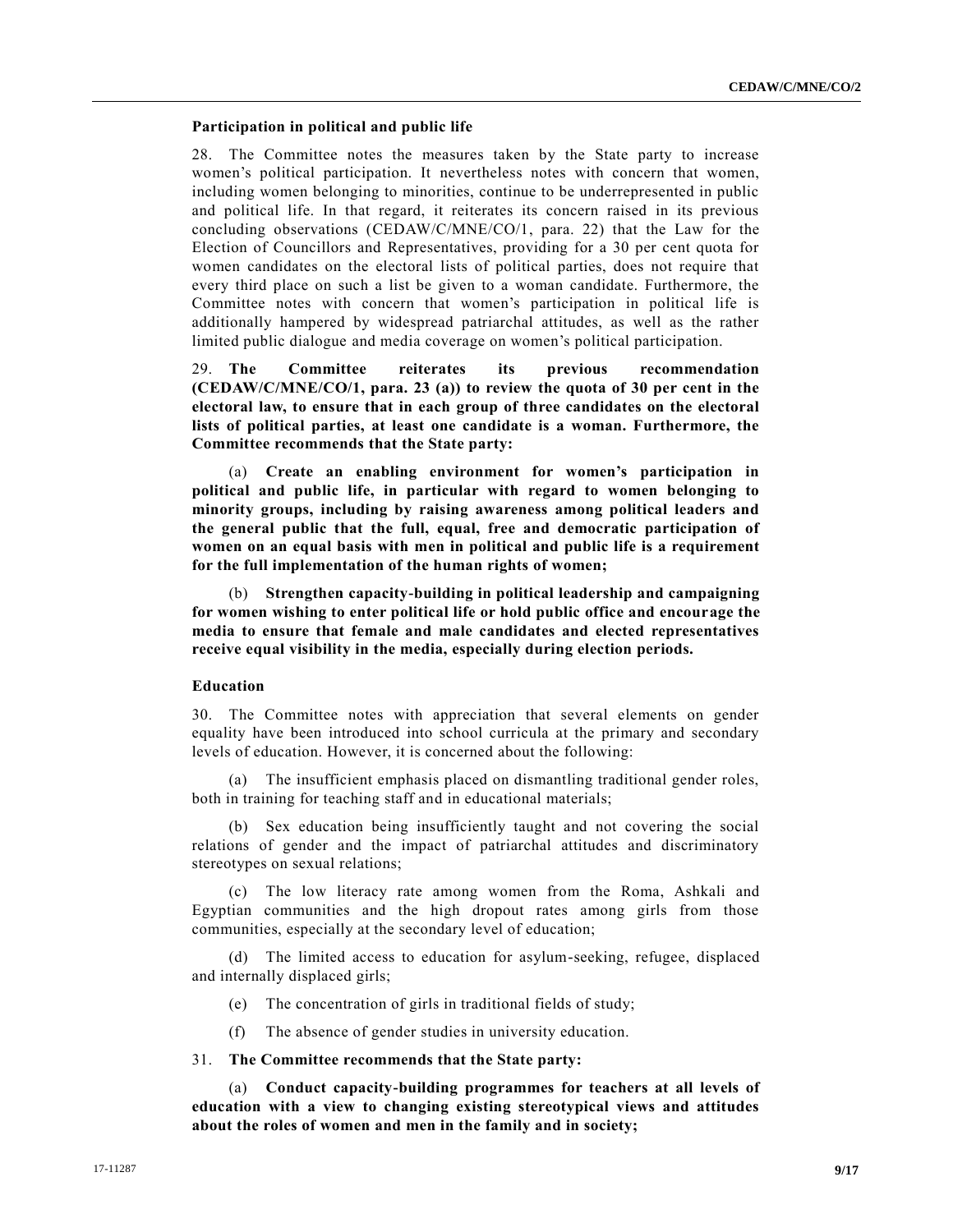### Participation in political and public life

28. The Committee notes the measures taken by the State party to increase women's political participation. It nevertheless notes with concern that women, including women belonging to minorities, continue to be underrepresented in public and political life. In that regard, it reiterates its concern raised in its previous concluding observations (CEDAW/C/MNE/CO/1, para. 22) that the Law for the Election of Councillors and Representatives, providing for a 30 per cent quota for women candidates on the electoral lists of political parties, does not require that every third place on such a list be given to a woman candidate. Furthermore, the Committee notes with concern that women's participation in political life is additionally hampered by widespread patriarchal attitudes, as well as the rather limited public dialogue and media coverage on women's political participation.

29. **The Committee reiterates its previous recommendation (CEDAW/C/MNE/CO/1, para. 23 (a)) to review the quota of 30 per cent in the electoral law, to ensure that in each group of three candidates on the electoral lists of political parties, at least one candidate is a woman. Furthermore, the Committee recommends that the State party:**

(a) **Create an enabling environment for women's participation in political and public life, in particular with regard to women belonging to minority groups, including by raising awareness among political leaders and the general public that the full, equal, free and democratic participation of women on an equal basis with men in political and public life is a requirement for the full implementation of the human rights of women;**

(b) **Strengthen capacity-building in political leadership and campaigning for women wishing to enter political life or hold public office and encourage the media to ensure that female and male candidates and elected representatives receive equal visibility in the media, especially during election periods.**

### Education

30. The Committee notes with appreciation that several elements on gender equality have been introduced into school curricula at the primary and secondary levels of education. However, it is concerned about the following:

(a) The insufficient emphasis placed on dismantling traditional gender roles, both in training for teaching staff and in educational materials;

(b) Sex education being insufficiently taught and not covering the social relations of gender and the impact of patriarchal attitudes and discriminatory stereotypes on sexual relations;

(c) The low literacy rate among women from the Roma, Ashkali and Egyptian communities and the high dropout rates among girls from those communities, especially at the secondary level of education;

(d) The limited access to education for asylum-seeking, refugee, displaced and internally displaced girls;

(e) The concentration of girls in traditional fields of study;

(f) The absence of gender studies in university education.

31. **The Committee recommends that the State party:**

(a) **Conduct capacity-building programmes for teachers at all levels of education with a view to changing existing stereotypical views and attitudes about the roles of women and men in the family and in society;**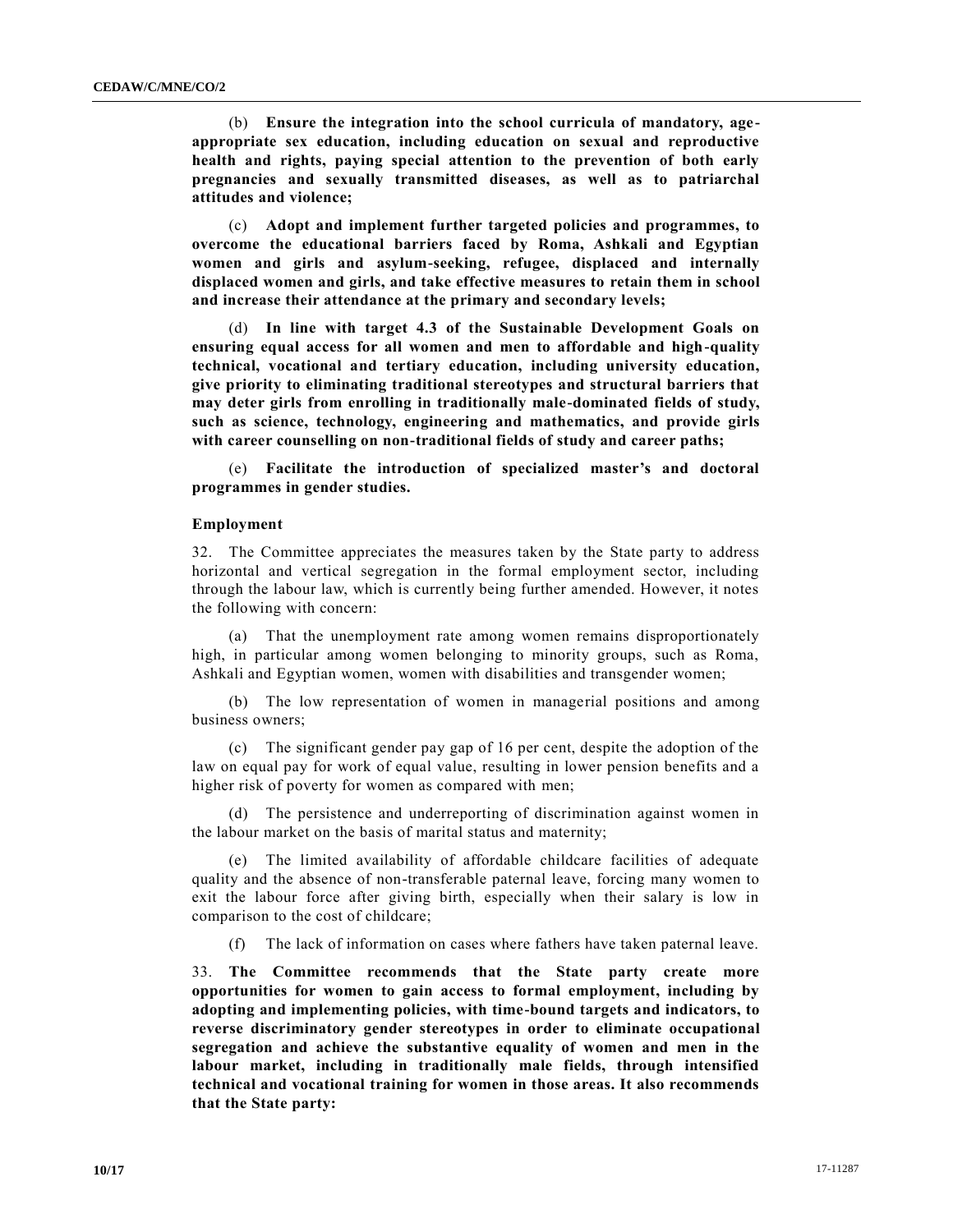(b) **Ensure the integration into the school curricula of mandatory, age-appropriate sex education, including education on sexual and reproductive health and rights, paying special attention to the prevention of both early pregnancies and sexually transmitted diseases, as well as to patriarchal attitudes and violence;**

(c) **Adopt and implement further targeted policies and programmes, to overcome the educational barriers faced by Roma, Ashkali and Egyptian women and girls and asylum-seeking, refugee, displaced and internally displaced women and girls, and take effective measures to retain them in school and increase their attendance at the primary and secondary levels;**

(d) **In line with target 4.3 of the Sustainable Development Goals on ensuring equal access for all women and men to affordable and high-quality technical, vocational and tertiary education, including university education, give priority to eliminating traditional stereotypes and structural barriers that may deter girls from enrolling in traditionally male-dominated fields of study, such as science, technology, engineering and mathematics, and provide girls with career counselling on non-traditional fields of study and career paths;**

(e) **Facilitate the introduction of specialized master's and doctoral programmes in gender studies.**

### Employment

32. The Committee appreciates the measures taken by the State party to address horizontal and vertical segregation in the formal employment sector, including through the labour law, which is currently being further amended. However, it notes the following with concern:

(a) That the unemployment rate among women remains disproportionately high, in particular among women belonging to minority groups, such as Roma, Ashkali and Egyptian women, women with disabilities and transgender women;

(b) The low representation of women in managerial positions and among business owners;

(c) The significant gender pay gap of 16 per cent, despite the adoption of the law on equal pay for work of equal value, resulting in lower pension benefits and a higher risk of poverty for women as compared with men;

(d) The persistence and underreporting of discrimination against women in the labour market on the basis of marital status and maternity;

(e) The limited availability of affordable childcare facilities of adequate quality and the absence of non-transferable paternal leave, forcing many women to exit the labour force after giving birth, especially when their salary is low in comparison to the cost of childcare;

(f) The lack of information on cases where fathers have taken paternal leave.

33. **The Committee recommends that the State party create more opportunities for women to gain access to formal employment, including by adopting and implementing policies, with time-bound targets and indicators, to reverse discriminatory gender stereotypes in order to eliminate occupational segregation and achieve the substantive equality of women and men in the labour market, including in traditionally male fields, through intensified technical and vocational training for women in those areas. It also recommends that the State party:**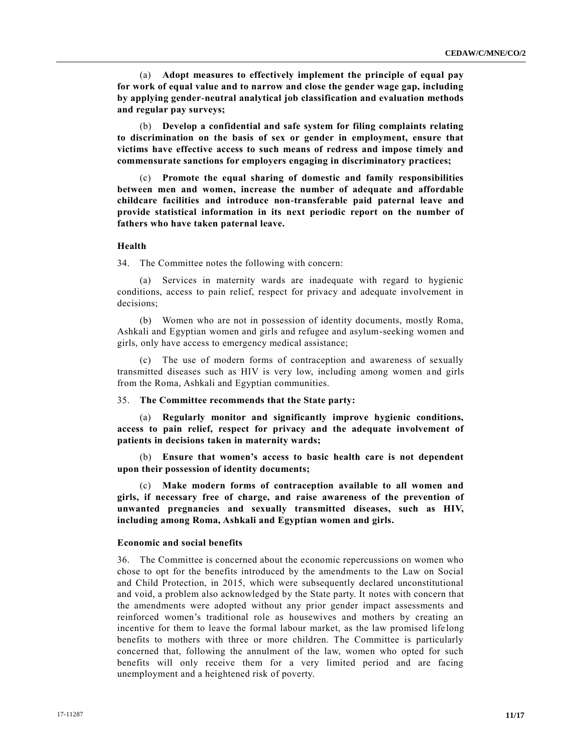(a) **Adopt measures to effectively implement the principle of equal pay for work of equal value and to narrow and close the gender wage gap, including by applying gender-neutral analytical job classification and evaluation methods and regular pay surveys;**

(b) **Develop a confidential and safe system for filing complaints relating to discrimination on the basis of sex or gender in employment, ensure that victims have effective access to such means of redress and impose timely and commensurate sanctions for employers engaging in discriminatory practices;**

(c) **Promote the equal sharing of domestic and family responsibilities between men and women, increase the number of adequate and affordable childcare facilities and introduce non-transferable paid paternal leave and provide statistical information in its next periodic report on the number of fathers who have taken paternal leave.**

### Health

34. The Committee notes the following with concern:

(a) Services in maternity wards are inadequate with regard to hygienic conditions, access to pain relief, respect for privacy and adequate involvement in decisions;

(b) Women who are not in possession of identity documents, mostly Roma, Ashkali and Egyptian women and girls and refugee and asylum-seeking women and girls, only have access to emergency medical assistance;

(c) The use of modern forms of contraception and awareness of sexually transmitted diseases such as HIV is very low, including among women and girls from the Roma, Ashkali and Egyptian communities.

35. **The Committee recommends that the State party:**

(a) **Regularly monitor and significantly improve hygienic conditions, access to pain relief, respect for privacy and the adequate involvement of patients in decisions taken in maternity wards;**

(b) **Ensure that women's access to basic health care is not dependent upon their possession of identity documents;**

(c) **Make modern forms of contraception available to all women and girls, if necessary free of charge, and raise awareness of the prevention of unwanted pregnancies and sexually transmitted diseases, such as HIV, including among Roma, Ashkali and Egyptian women and girls.**

### Economic and social benefits

36. The Committee is concerned about the economic repercussions on women who chose to opt for the benefits introduced by the amendments to the Law on Social and Child Protection, in 2015, which were subsequently declared unconstitutional and void, a problem also acknowledged by the State party. It notes with concern that the amendments were adopted without any prior gender impact assessments and reinforced women's traditional role as housewives and mothers by creating an incentive for them to leave the formal labour market, as the law promised lifelong benefits to mothers with three or more children. The Committee is particularly concerned that, following the annulment of the law, women who opted for such benefits will only receive them for a very limited period and are facing unemployment and a heightened risk of poverty.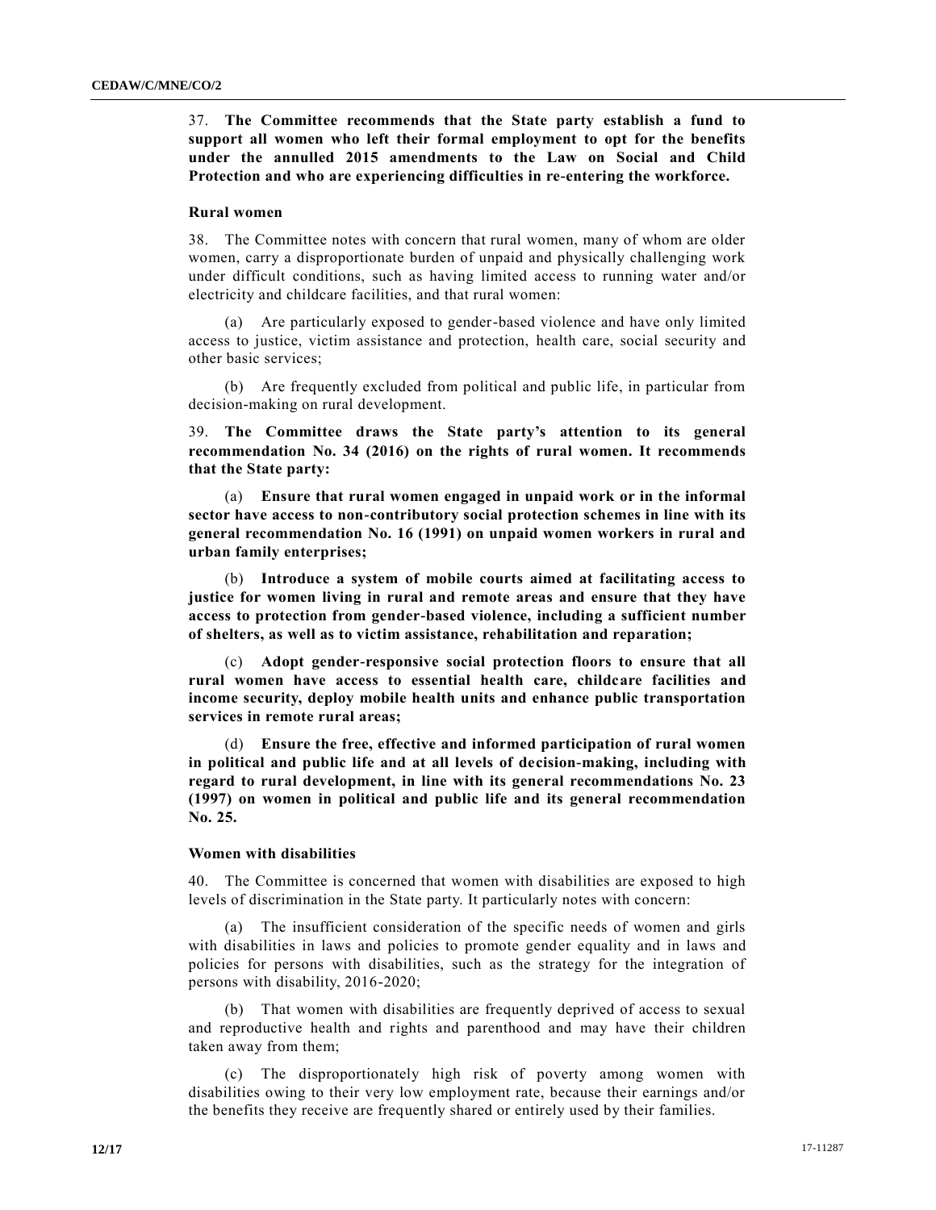37. **The Committee recommends that the State party establish a fund to support all women who left their formal employment to opt for the benefits under the annulled 2015 amendments to the Law on Social and Child Protection and who are experiencing difficulties in re-entering the workforce.**

### Rural women

38. The Committee notes with concern that rural women, many of whom are older women, carry a disproportionate burden of unpaid and physically challenging work under difficult conditions, such as having limited access to running water and/or electricity and childcare facilities, and that rural women:

(a) Are particularly exposed to gender-based violence and have only limited access to justice, victim assistance and protection, health care, social security and other basic services;

(b) Are frequently excluded from political and public life, in particular from decision-making on rural development.

39. **The Committee draws the State party's attention to its general recommendation No. 34 (2016) on the rights of rural women. It recommends that the State party:**

(a) **Ensure that rural women engaged in unpaid work or in the informal sector have access to non-contributory social protection schemes in line with its general recommendation No. 16 (1991) on unpaid women workers in rural and urban family enterprises;**

(b) **Introduce a system of mobile courts aimed at facilitating access to justice for women living in rural and remote areas and ensure that they have access to protection from gender-based violence, including a sufficient number of shelters, as well as to victim assistance, rehabilitation and reparation;**

(c) **Adopt gender-responsive social protection floors to ensure that all rural women have access to essential health care, childcare facilities and income security, deploy mobile health units and enhance public transportation services in remote rural areas;**

(d) **Ensure the free, effective and informed participation of rural women in political and public life and at all levels of decision-making, including with regard to rural development, in line with its general recommendations No. 23 (1997) on women in political and public life and its general recommendation No. 25.**

### Women with disabilities

40. The Committee is concerned that women with disabilities are exposed to high levels of discrimination in the State party. It particularly notes with concern:

(a) The insufficient consideration of the specific needs of women and girls with disabilities in laws and policies to promote gender equality and in laws and policies for persons with disabilities, such as the strategy for the integration of persons with disability, 2016-2020;

(b) That women with disabilities are frequently deprived of access to sexual and reproductive health and rights and parenthood and may have their children taken away from them;

(c) The disproportionately high risk of poverty among women with disabilities owing to their very low employment rate, because their earnings and/or the benefits they receive are frequently shared or entirely used by their families.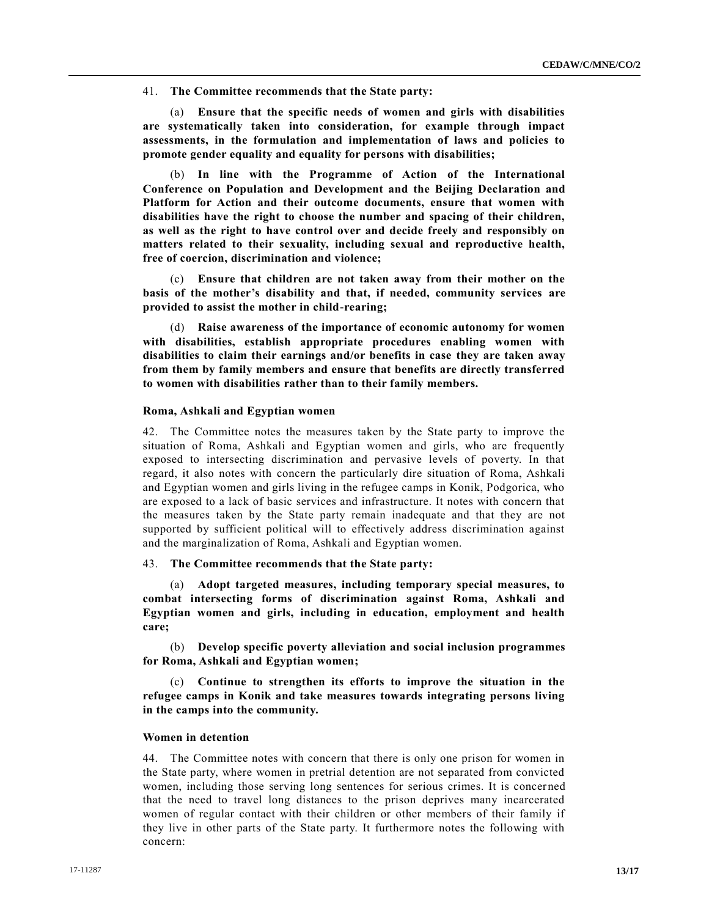41. **The Committee recommends that the State party:**

(a) **Ensure that the specific needs of women and girls with disabilities are systematically taken into consideration, for example through impact assessments, in the formulation and implementation of laws and policies to promote gender equality and equality for persons with disabilities;**

(b) **In line with the Programme of Action of the International Conference on Population and Development and the Beijing Declaration and Platform for Action and their outcome documents, ensure that women with disabilities have the right to choose the number and spacing of their children, as well as the right to have control over and decide freely and responsibly on matters related to their sexuality, including sexual and reproductive health, free of coercion, discrimination and violence;**

(c) **Ensure that children are not taken away from their mother on the basis of the mother's disability and that, if needed, community services are provided to assist the mother in child-rearing;**

(d) **Raise awareness of the importance of economic autonomy for women with disabilities, establish appropriate procedures enabling women with disabilities to claim their earnings and/or benefits in case they are taken away from them by family members and ensure that benefits are directly transferred to women with disabilities rather than to their family members.**

### Roma, Ashkali and Egyptian women

42. The Committee notes the measures taken by the State party to improve the situation of Roma, Ashkali and Egyptian women and girls, who are frequently exposed to intersecting discrimination and pervasive levels of poverty. In that regard, it also notes with concern the particularly dire situation of Roma, Ashkali and Egyptian women and girls living in the refugee camps in Konik, Podgorica, who are exposed to a lack of basic services and infrastructure. It notes with concern that the measures taken by the State party remain inadequate and that they are not supported by sufficient political will to effectively address discrimination against and the marginalization of Roma, Ashkali and Egyptian women.

43. **The Committee recommends that the State party:**

(a) **Adopt targeted measures, including temporary special measures, to combat intersecting forms of discrimination against Roma, Ashkali and Egyptian women and girls, including in education, employment and health care;**

(b) **Develop specific poverty alleviation and social inclusion programmes for Roma, Ashkali and Egyptian women;**

(c) **Continue to strengthen its efforts to improve the situation in the refugee camps in Konik and take measures towards integrating persons living in the camps into the community.**

### Women in detention

44. The Committee notes with concern that there is only one prison for women in the State party, where women in pretrial detention are not separated from convicted women, including those serving long sentences for serious crimes. It is concerned that the need to travel long distances to the prison deprives many incarcerated women of regular contact with their children or other members of their family if they live in other parts of the State party. It furthermore notes the following with concern: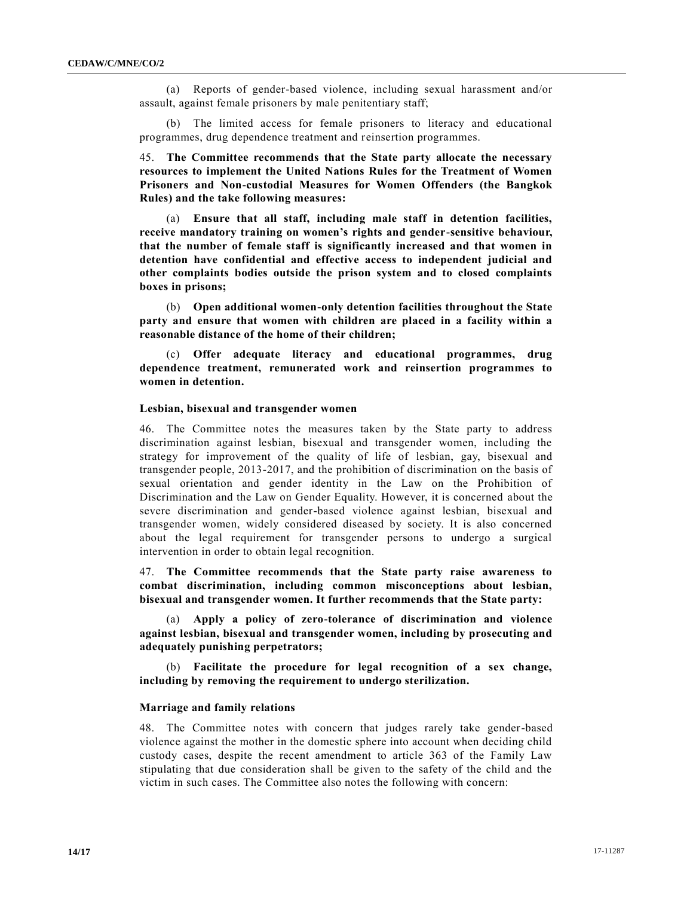(a) Reports of gender-based violence, including sexual harassment and/or assault, against female prisoners by male penitentiary staff;

(b) The limited access for female prisoners to literacy and educational programmes, drug dependence treatment and reinsertion programmes.

45. **The Committee recommends that the State party allocate the necessary resources to implement the United Nations Rules for the Treatment of Women Prisoners and Non-custodial Measures for Women Offenders (the Bangkok Rules) and the take following measures:**

(a) **Ensure that all staff, including male staff in detention facilities, receive mandatory training on women's rights and gender-sensitive behaviour, that the number of female staff is significantly increased and that women in detention have confidential and effective access to independent judicial and other complaints bodies outside the prison system and to closed complaints boxes in prisons;**

(b) **Open additional women-only detention facilities throughout the State party and ensure that women with children are placed in a facility within a reasonable distance of the home of their children;**

(c) **Offer adequate literacy and educational programmes, drug dependence treatment, remunerated work and reinsertion programmes to women in detention.**

### Lesbian, bisexual and transgender women

46. The Committee notes the measures taken by the State party to address discrimination against lesbian, bisexual and transgender women, including the strategy for improvement of the quality of life of lesbian, gay, bisexual and transgender people, 2013-2017, and the prohibition of discrimination on the basis of sexual orientation and gender identity in the Law on the Prohibition of Discrimination and the Law on Gender Equality. However, it is concerned about the severe discrimination and gender-based violence against lesbian, bisexual and transgender women, widely considered diseased by society. It is also concerned about the legal requirement for transgender persons to undergo a surgical intervention in order to obtain legal recognition.

47. **The Committee recommends that the State party raise awareness to combat discrimination, including common misconceptions about lesbian, bisexual and transgender women. It further recommends that the State party:**

(a) **Apply a policy of zero-tolerance of discrimination and violence against lesbian, bisexual and transgender women, including by prosecuting and adequately punishing perpetrators;**

(b) **Facilitate the procedure for legal recognition of a sex change, including by removing the requirement to undergo sterilization.**

### Marriage and family relations

48. The Committee notes with concern that judges rarely take gender-based violence against the mother in the domestic sphere into account when deciding child custody cases, despite the recent amendment to article 363 of the Family Law stipulating that due consideration shall be given to the safety of the child and the victim in such cases. The Committee also notes the following with concern: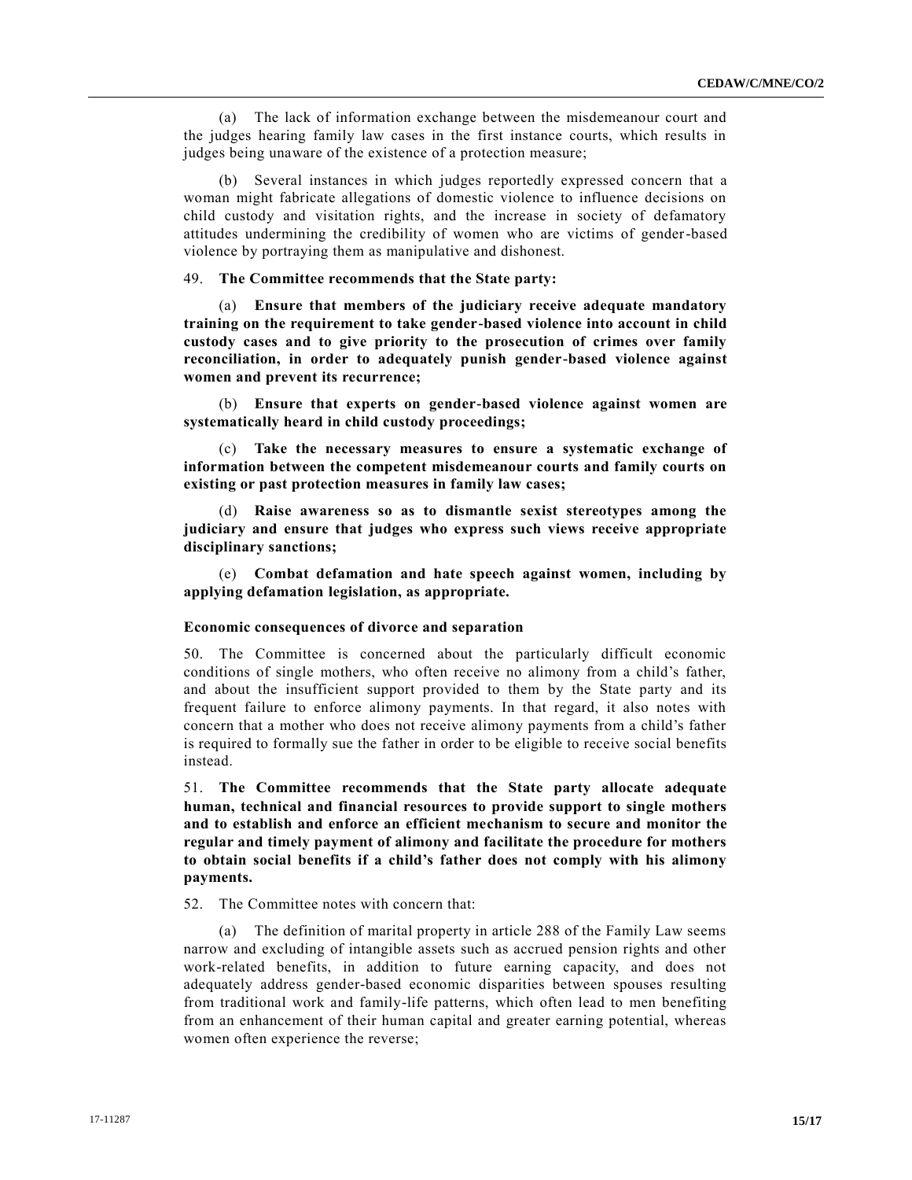(a) The lack of information exchange between the misdemeanour court and the judges hearing family law cases in the first instance courts, which results in judges being unaware of the existence of a protection measure;

(b) Several instances in which judges reportedly expressed concern that a woman might fabricate allegations of domestic violence to influence decisions on child custody and visitation rights, and the increase in society of defamatory attitudes undermining the credibility of women who are victims of gender-based violence by portraying them as manipulative and dishonest.

49. **The Committee recommends that the State party:**

(a) **Ensure that members of the judiciary receive adequate mandatory training on the requirement to take gender-based violence into account in child custody cases and to give priority to the prosecution of crimes over family reconciliation, in order to adequately punish gender-based violence against women and prevent its recurrence;**

(b) **Ensure that experts on gender-based violence against women are systematically heard in child custody proceedings;**

(c) **Take the necessary measures to ensure a systematic exchange of information between the competent misdemeanour courts and family courts on existing or past protection measures in family law cases;**

(d) **Raise awareness so as to dismantle sexist stereotypes among the judiciary and ensure that judges who express such views receive appropriate disciplinary sanctions;**

(e) **Combat defamation and hate speech against women, including by applying defamation legislation, as appropriate.**

### Economic consequences of divorce and separation

50. The Committee is concerned about the particularly difficult economic conditions of single mothers, who often receive no alimony from a child's father, and about the insufficient support provided to them by the State party and its frequent failure to enforce alimony payments. In that regard, it also notes with concern that a mother who does not receive alimony payments from a child's father is required to formally sue the father in order to be eligible to receive social benefits instead.

51. **The Committee recommends that the State party allocate adequate human, technical and financial resources to provide support to single mothers and to establish and enforce an efficient mechanism to secure and monitor the regular and timely payment of alimony and facilitate the procedure for mothers to obtain social benefits if a child's father does not comply with his alimony payments.**

52. The Committee notes with concern that:

(a) The definition of marital property in article 288 of the Family Law seems narrow and excluding of intangible assets such as accrued pension rights and other work-related benefits, in addition to future earning capacity, and does not adequately address gender-based economic disparities between spouses resulting from traditional work and family-life patterns, which often lead to men benefiting from an enhancement of their human capital and greater earning potential, whereas women often experience the reverse;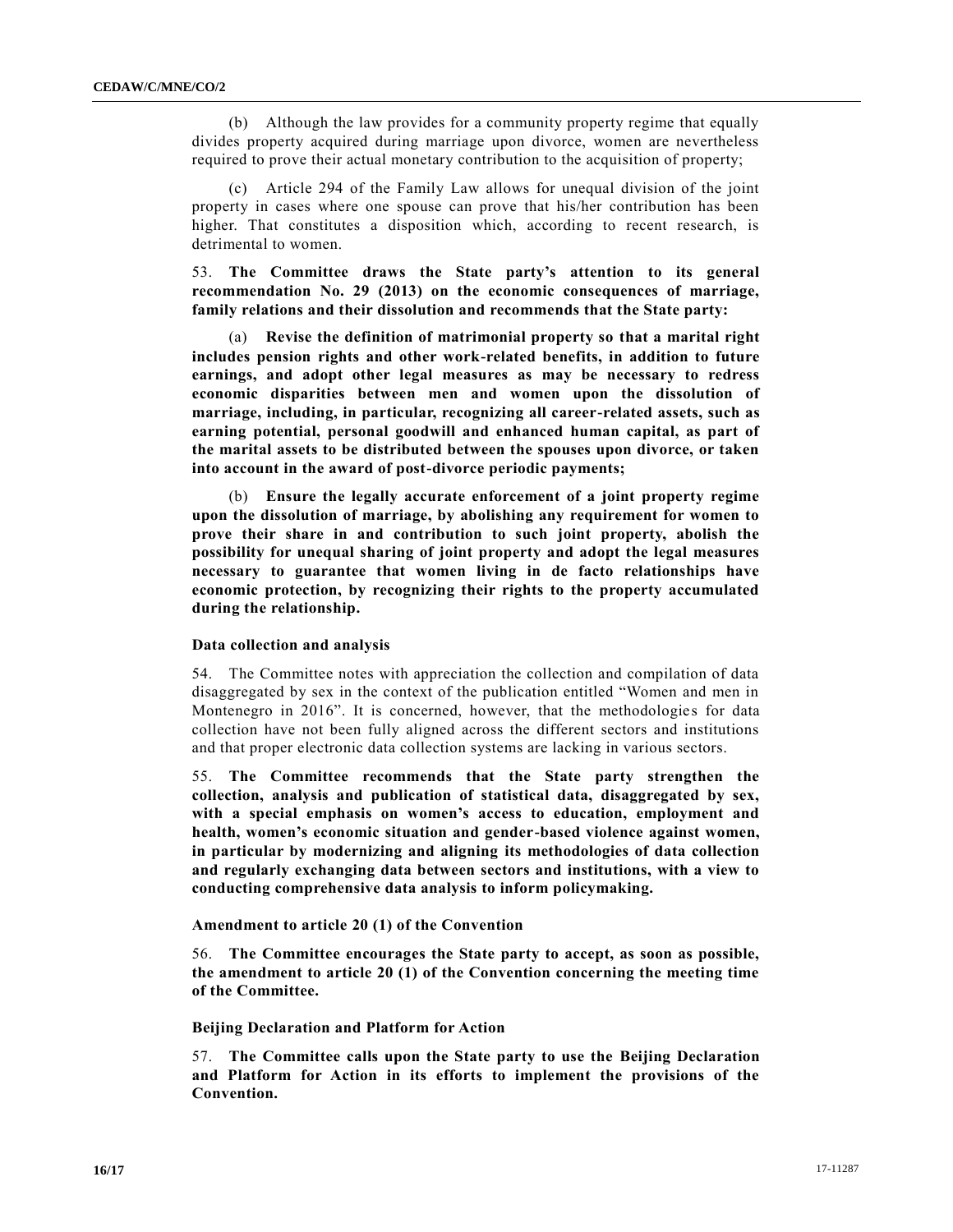(b) Although the law provides for a community property regime that equally divides property acquired during marriage upon divorce, women are nevertheless required to prove their actual monetary contribution to the acquisition of property;

(c) Article 294 of the Family Law allows for unequal division of the joint property in cases where one spouse can prove that his/her contribution has been higher. That constitutes a disposition which, according to recent research, is detrimental to women.

53. **The Committee draws the State party's attention to its general recommendation No. 29 (2013) on the economic consequences of marriage, family relations and their dissolution and recommends that the State party:**

(a) **Revise the definition of matrimonial property so that a marital right includes pension rights and other work-related benefits, in addition to future earnings, and adopt other legal measures as may be necessary to redress economic disparities between men and women upon the dissolution of marriage, including, in particular, recognizing all career-related assets, such as earning potential, personal goodwill and enhanced human capital, as part of the marital assets to be distributed between the spouses upon divorce, or taken into account in the award of post-divorce periodic payments;**

(b) **Ensure the legally accurate enforcement of a joint property regime upon the dissolution of marriage, by abolishing any requirement for women to prove their share in and contribution to such joint property, abolish the possibility for unequal sharing of joint property and adopt the legal measures necessary to guarantee that women living in de facto relationships have economic protection, by recognizing their rights to the property accumulated during the relationship.**

### Data collection and analysis

54. The Committee notes with appreciation the collection and compilation of data disaggregated by sex in the context of the publication entitled "Women and men in Montenegro in 2016". It is concerned, however, that the methodologies for data collection have not been fully aligned across the different sectors and institutions and that proper electronic data collection systems are lacking in various sectors.

55. **The Committee recommends that the State party strengthen the collection, analysis and publication of statistical data, disaggregated by sex, with a special emphasis on women's access to education, employment and health, women's economic situation and gender-based violence against women, in particular by modernizing and aligning its methodologies of data collection and regularly exchanging data between sectors and institutions, with a view to conducting comprehensive data analysis to inform policymaking.**

### Amendment to article 20 (1) of the Convention

56. **The Committee encourages the State party to accept, as soon as possible, the amendment to article 20 (1) of the Convention concerning the meeting time of the Committee.**

### Beijing Declaration and Platform for Action

57. **The Committee calls upon the State party to use the Beijing Declaration and Platform for Action in its efforts to implement the provisions of the Convention.**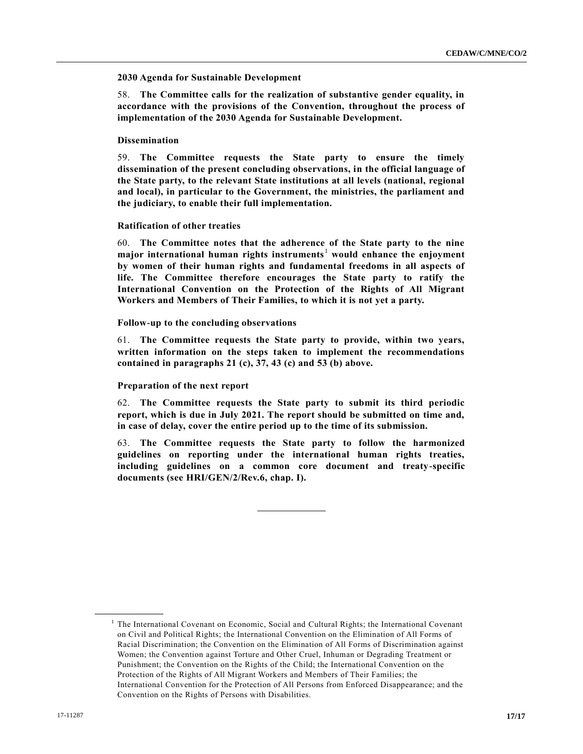### 2030 Agenda for Sustainable Development

58. **The Committee calls for the realization of substantive gender equality, in accordance with the provisions of the Convention, throughout the process of implementation of the 2030 Agenda for Sustainable Development.**

### Dissemination

59. **The Committee requests the State party to ensure the timely dissemination of the present concluding observations, in the official language of the State party, to the relevant State institutions at all levels (national, regional and local), in particular to the Government, the ministries, the parliament and the judiciary, to enable their full implementation.**

### Ratification of other treaties

60. **The Committee notes that the adherence of the State party to the nine major international human rights instruments[1] would enhance the enjoyment by women of their human rights and fundamental freedoms in all aspects of life. The Committee therefore encourages the State party to ratify the International Convention on the Protection of the Rights of All Migrant Workers and Members of Their Families, to which it is not yet a party.**

### Follow-up to the concluding observations

61. **The Committee requests the State party to provide, within two years, written information on the steps taken to implement the recommendations contained in paragraphs 21 (c), 37, 43 (c) and 53 (b) above.**

### Preparation of the next report

62. **The Committee requests the State party to submit its third periodic report, which is due in July 2021. The report should be submitted on time and, in case of delay, cover the entire period up to the time of its submission.**

63. **The Committee requests the State party to follow the harmonized guidelines on reporting under the international human rights treaties, including guidelines on a common core document and treaty-specific documents (see HRI/GEN/2/Rev.6, chap. I).**

---

[1] The International Covenant on Economic, Social and Cultural Rights; the International Covenant on Civil and Political Rights; the International Convention on the Elimination of All Forms of Racial Discrimination; the Convention on the Elimination of All Forms of Discrimination against Women; the Convention against Torture and Other Cruel, Inhuman or Degrading Treatment or Punishment; the Convention on the Rights of the Child; the International Convention on the Protection of the Rights of All Migrant Workers and Members of Their Families; the International Convention for the Protection of All Persons from Enforced Disappearance; and the Convention on the Rights of Persons with Disabilities.